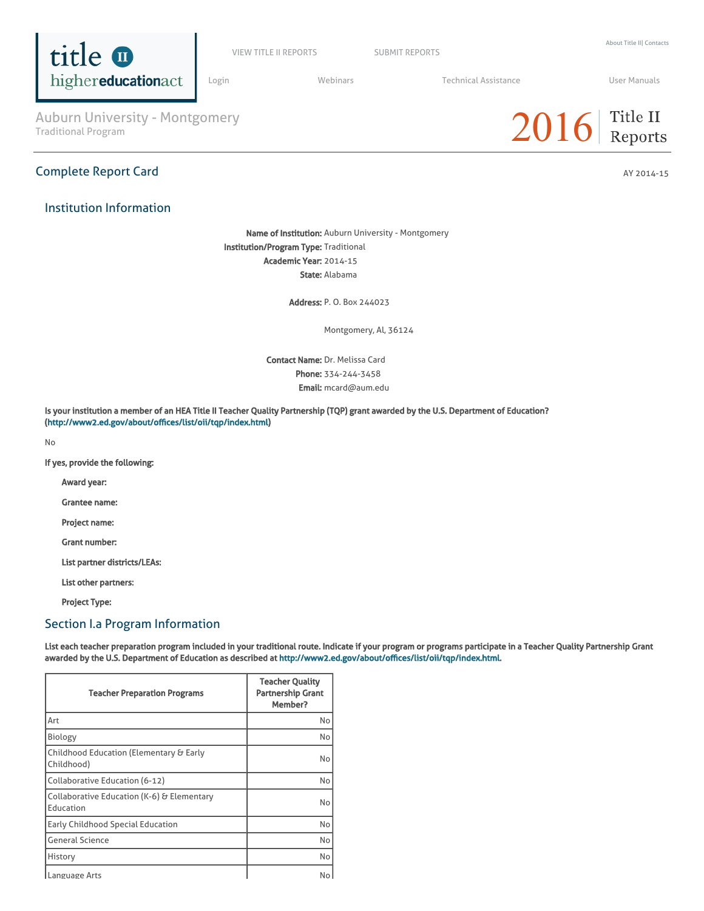Auburn University - Montgomery
Traditional Program

2016 Title II Reports

## Complete Report Card

AY 2014-15

### Institution Information

**Name of Institution:** Auburn University - Montgomery
**Institution/Program Type:** Traditional
**Academic Year:** 2014-15
**State:** Alabama

**Address:** P. O. Box 244023

Montgomery, Al, 36124

**Contact Name:** Dr. Melissa Card
**Phone:** 334-244-3458
**Email:** mcard@aum.edu

**Is your institution a member of an HEA Title II Teacher Quality Partnership (TQP) grant awarded by the U.S. Department of Education? (http://www2.ed.gov/about/offices/list/oii/tqp/index.html)**

No

**If yes, provide the following:**

**Award year:**

**Grantee name:**

**Project name:**

**Grant number:**

**List partner districts/LEAs:**

**List other partners:**

**Project Type:**

### Section I.a Program Information

**List each teacher preparation program included in your traditional route. Indicate if your program or programs participate in a Teacher Quality Partnership Grant awarded by the U.S. Department of Education as described at http://www2.ed.gov/about/offices/list/oii/tqp/index.html.**

| Teacher Preparation Programs | Teacher Quality Partnership Grant Member? |
|---|---|
| Art | No |
| Biology | No |
| Childhood Education (Elementary & Early Childhood) | No |
| Collaborative Education (6-12) | No |
| Collaborative Education (K-6) & Elementary Education | No |
| Early Childhood Special Education | No |
| General Science | No |
| History | No |
| Language Arts | No |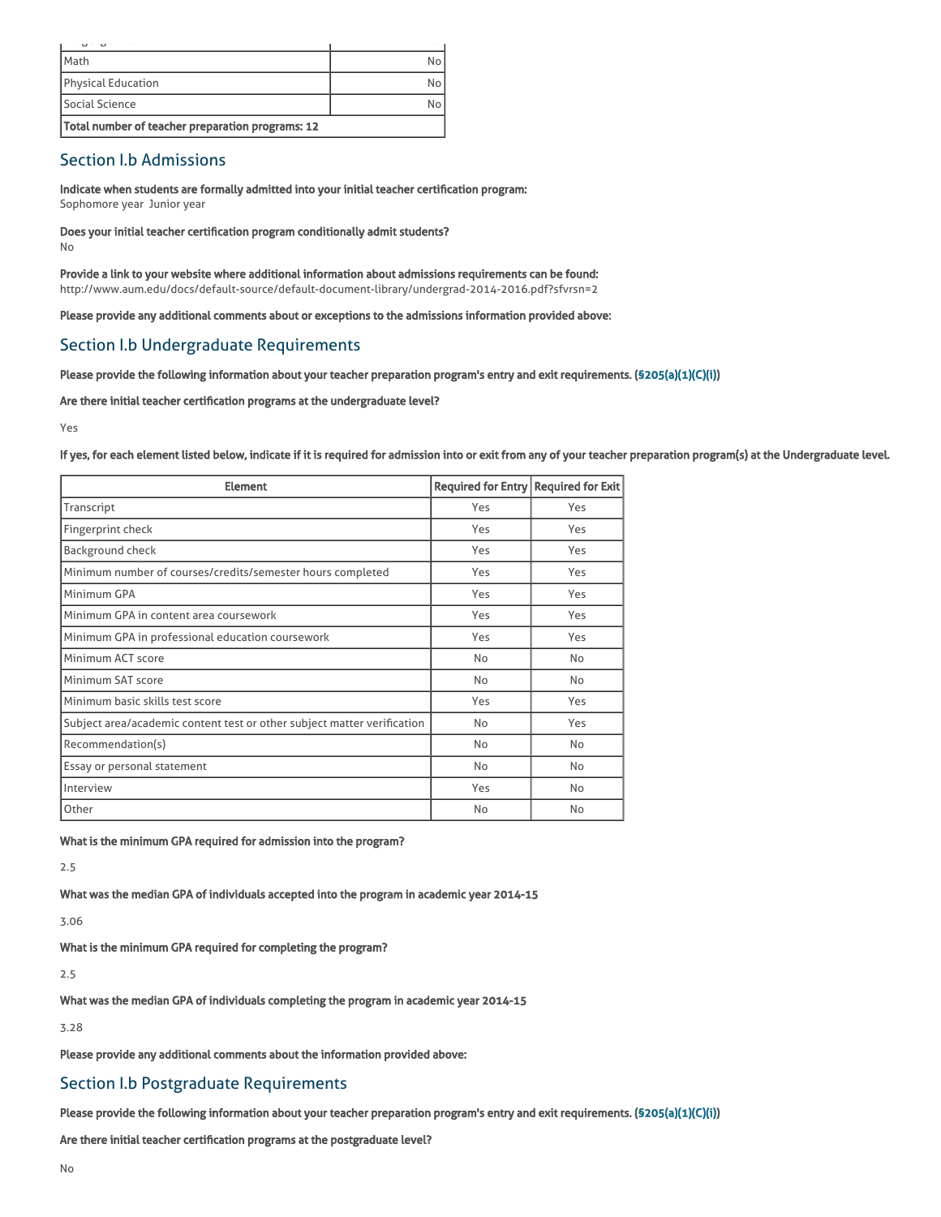| | |
|---|---|
| Math | No |
| Physical Education | No |
| Social Science | No |
| **Total number of teacher preparation programs: 12** | |

## Section I.b Admissions

**Indicate when students are formally admitted into your initial teacher certification program:**
Sophomore year Junior year

**Does your initial teacher certification program conditionally admit students?**
No

**Provide a link to your website where additional information about admissions requirements can be found:**
http://www.aum.edu/docs/default-source/default-document-library/undergrad-2014-2016.pdf?sfvrsn=2

**Please provide any additional comments about or exceptions to the admissions information provided above:**

## Section I.b Undergraduate Requirements

**Please provide the following information about your teacher preparation program's entry and exit requirements. (§205(a)(1)(C)(i))**

**Are there initial teacher certification programs at the undergraduate level?**

Yes

**If yes, for each element listed below, indicate if it is required for admission into or exit from any of your teacher preparation program(s) at the Undergraduate level.**

| Element | Required for Entry | Required for Exit |
|---|---|---|
| Transcript | Yes | Yes |
| Fingerprint check | Yes | Yes |
| Background check | Yes | Yes |
| Minimum number of courses/credits/semester hours completed | Yes | Yes |
| Minimum GPA | Yes | Yes |
| Minimum GPA in content area coursework | Yes | Yes |
| Minimum GPA in professional education coursework | Yes | Yes |
| Minimum ACT score | No | No |
| Minimum SAT score | No | No |
| Minimum basic skills test score | Yes | Yes |
| Subject area/academic content test or other subject matter verification | No | Yes |
| Recommendation(s) | No | No |
| Essay or personal statement | No | No |
| Interview | Yes | No |
| Other | No | No |

**What is the minimum GPA required for admission into the program?**

2.5

**What was the median GPA of individuals accepted into the program in academic year 2014-15**

3.06

**What is the minimum GPA required for completing the program?**

2.5

**What was the median GPA of individuals completing the program in academic year 2014-15**

3.28

**Please provide any additional comments about the information provided above:**

## Section I.b Postgraduate Requirements

**Please provide the following information about your teacher preparation program's entry and exit requirements. (§205(a)(1)(C)(i))**

**Are there initial teacher certification programs at the postgraduate level?**

No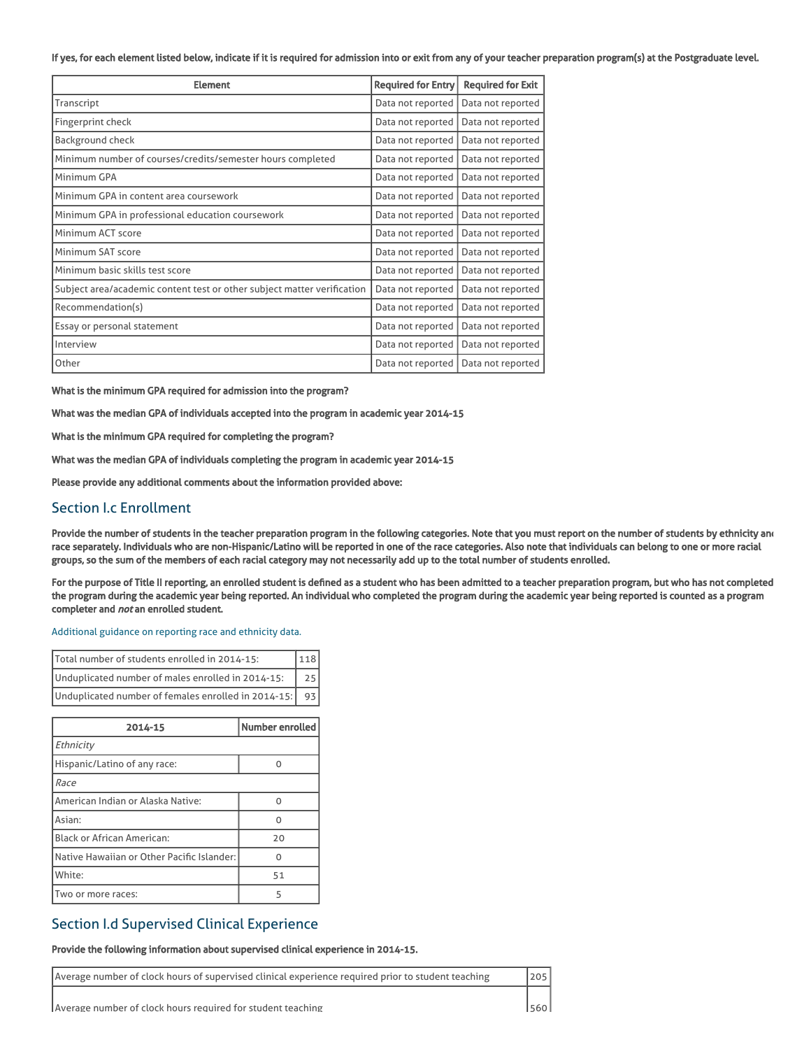**If yes, for each element listed below, indicate if it is required for admission into or exit from any of your teacher preparation program(s) at the Postgraduate level.**

| Element | Required for Entry | Required for Exit |
| --- | --- | --- |
| Transcript | Data not reported | Data not reported |
| Fingerprint check | Data not reported | Data not reported |
| Background check | Data not reported | Data not reported |
| Minimum number of courses/credits/semester hours completed | Data not reported | Data not reported |
| Minimum GPA | Data not reported | Data not reported |
| Minimum GPA in content area coursework | Data not reported | Data not reported |
| Minimum GPA in professional education coursework | Data not reported | Data not reported |
| Minimum ACT score | Data not reported | Data not reported |
| Minimum SAT score | Data not reported | Data not reported |
| Minimum basic skills test score | Data not reported | Data not reported |
| Subject area/academic content test or other subject matter verification | Data not reported | Data not reported |
| Recommendation(s) | Data not reported | Data not reported |
| Essay or personal statement | Data not reported | Data not reported |
| Interview | Data not reported | Data not reported |
| Other | Data not reported | Data not reported |

**What is the minimum GPA required for admission into the program?**

**What was the median GPA of individuals accepted into the program in academic year 2014-15**

**What is the minimum GPA required for completing the program?**

**What was the median GPA of individuals completing the program in academic year 2014-15**

**Please provide any additional comments about the information provided above:**

## Section I.c Enrollment

**Provide the number of students in the teacher preparation program in the following categories. Note that you must report on the number of students by ethnicity and race separately. Individuals who are non-Hispanic/Latino will be reported in one of the race categories. Also note that individuals can belong to one or more racial groups, so the sum of the members of each racial category may not necessarily add up to the total number of students enrolled.**

**For the purpose of Title II reporting, an enrolled student is defined as a student who has been admitted to a teacher preparation program, but who has not completed the program during the academic year being reported. An individual who completed the program during the academic year being reported is counted as a program completer and *not* an enrolled student.**

Additional guidance on reporting race and ethnicity data.

| | |
| --- | --- |
| Total number of students enrolled in 2014-15: | 118 |
| Unduplicated number of males enrolled in 2014-15: | 25 |
| Unduplicated number of females enrolled in 2014-15: | 93 |

| 2014-15 | Number enrolled |
| --- | --- |
| *Ethnicity* | |
| Hispanic/Latino of any race: | 0 |
| *Race* | |
| American Indian or Alaska Native: | 0 |
| Asian: | 0 |
| Black or African American: | 20 |
| Native Hawaiian or Other Pacific Islander: | 0 |
| White: | 51 |
| Two or more races: | 5 |

## Section I.d Supervised Clinical Experience

**Provide the following information about supervised clinical experience in 2014-15.**

| | |
| --- | --- |
| Average number of clock hours of supervised clinical experience required prior to student teaching | 205 |
| Average number of clock hours required for student teaching | 560 |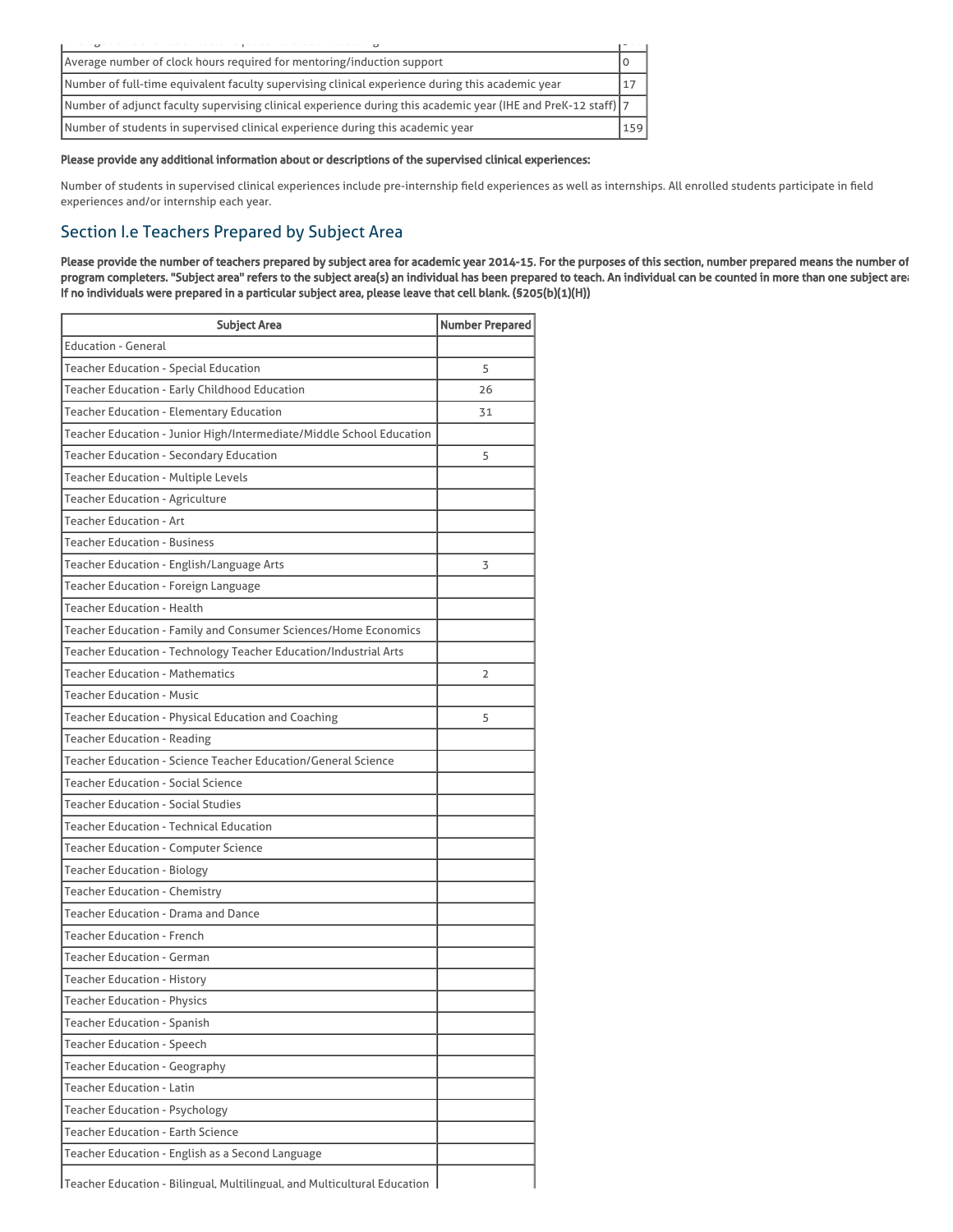| | |
|---|---|
| Average number of clock hours required for mentoring/induction support | 0 |
| Number of full-time equivalent faculty supervising clinical experience during this academic year | 17 |
| Number of adjunct faculty supervising clinical experience during this academic year (IHE and PreK-12 staff) | 7 |
| Number of students in supervised clinical experience during this academic year | 159 |

**Please provide any additional information about or descriptions of the supervised clinical experiences:**

Number of students in supervised clinical experiences include pre-internship field experiences as well as internships. All enrolled students participate in field experiences and/or internship each year.

## Section I.e Teachers Prepared by Subject Area

**Please provide the number of teachers prepared by subject area for academic year 2014-15. For the purposes of this section, number prepared means the number of program completers. "Subject area" refers to the subject area(s) an individual has been prepared to teach. An individual can be counted in more than one subject area. If no individuals were prepared in a particular subject area, please leave that cell blank. (§205(b)(1)(H))**

| Subject Area | Number Prepared |
|---|---|
| Education - General | |
| Teacher Education - Special Education | 5 |
| Teacher Education - Early Childhood Education | 26 |
| Teacher Education - Elementary Education | 31 |
| Teacher Education - Junior High/Intermediate/Middle School Education | |
| Teacher Education - Secondary Education | 5 |
| Teacher Education - Multiple Levels | |
| Teacher Education - Agriculture | |
| Teacher Education - Art | |
| Teacher Education - Business | |
| Teacher Education - English/Language Arts | 3 |
| Teacher Education - Foreign Language | |
| Teacher Education - Health | |
| Teacher Education - Family and Consumer Sciences/Home Economics | |
| Teacher Education - Technology Teacher Education/Industrial Arts | |
| Teacher Education - Mathematics | 2 |
| Teacher Education - Music | |
| Teacher Education - Physical Education and Coaching | 5 |
| Teacher Education - Reading | |
| Teacher Education - Science Teacher Education/General Science | |
| Teacher Education - Social Science | |
| Teacher Education - Social Studies | |
| Teacher Education - Technical Education | |
| Teacher Education - Computer Science | |
| Teacher Education - Biology | |
| Teacher Education - Chemistry | |
| Teacher Education - Drama and Dance | |
| Teacher Education - French | |
| Teacher Education - German | |
| Teacher Education - History | |
| Teacher Education - Physics | |
| Teacher Education - Spanish | |
| Teacher Education - Speech | |
| Teacher Education - Geography | |
| Teacher Education - Latin | |
| Teacher Education - Psychology | |
| Teacher Education - Earth Science | |
| Teacher Education - English as a Second Language | |
| Teacher Education - Bilingual, Multilingual, and Multicultural Education | |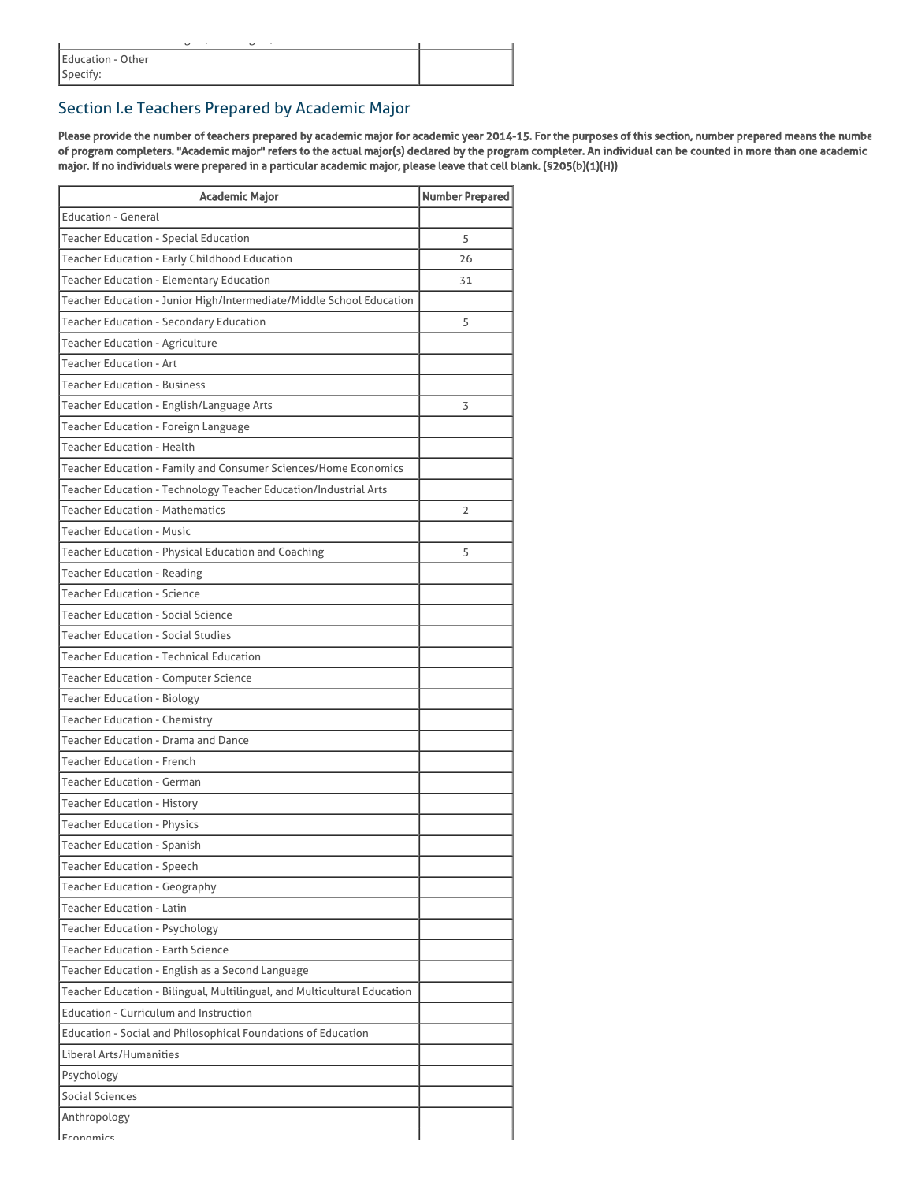| | |
|---|---|
| Education - Other<br>Specify: | |

## Section I.e Teachers Prepared by Academic Major

**Please provide the number of teachers prepared by academic major for academic year 2014-15. For the purposes of this section, number prepared means the numbe of program completers. "Academic major" refers to the actual major(s) declared by the program completer. An individual can be counted in more than one academic major. If no individuals were prepared in a particular academic major, please leave that cell blank. (§205(b)(1)(H))**

| Academic Major | Number Prepared |
|---|---|
| Education - General | |
| Teacher Education - Special Education | 5 |
| Teacher Education - Early Childhood Education | 26 |
| Teacher Education - Elementary Education | 31 |
| Teacher Education - Junior High/Intermediate/Middle School Education | |
| Teacher Education - Secondary Education | 5 |
| Teacher Education - Agriculture | |
| Teacher Education - Art | |
| Teacher Education - Business | |
| Teacher Education - English/Language Arts | 3 |
| Teacher Education - Foreign Language | |
| Teacher Education - Health | |
| Teacher Education - Family and Consumer Sciences/Home Economics | |
| Teacher Education - Technology Teacher Education/Industrial Arts | |
| Teacher Education - Mathematics | 2 |
| Teacher Education - Music | |
| Teacher Education - Physical Education and Coaching | 5 |
| Teacher Education - Reading | |
| Teacher Education - Science | |
| Teacher Education - Social Science | |
| Teacher Education - Social Studies | |
| Teacher Education - Technical Education | |
| Teacher Education - Computer Science | |
| Teacher Education - Biology | |
| Teacher Education - Chemistry | |
| Teacher Education - Drama and Dance | |
| Teacher Education - French | |
| Teacher Education - German | |
| Teacher Education - History | |
| Teacher Education - Physics | |
| Teacher Education - Spanish | |
| Teacher Education - Speech | |
| Teacher Education - Geography | |
| Teacher Education - Latin | |
| Teacher Education - Psychology | |
| Teacher Education - Earth Science | |
| Teacher Education - English as a Second Language | |
| Teacher Education - Bilingual, Multilingual, and Multicultural Education | |
| Education - Curriculum and Instruction | |
| Education - Social and Philosophical Foundations of Education | |
| Liberal Arts/Humanities | |
| Psychology | |
| Social Sciences | |
| Anthropology | |
| Economics | |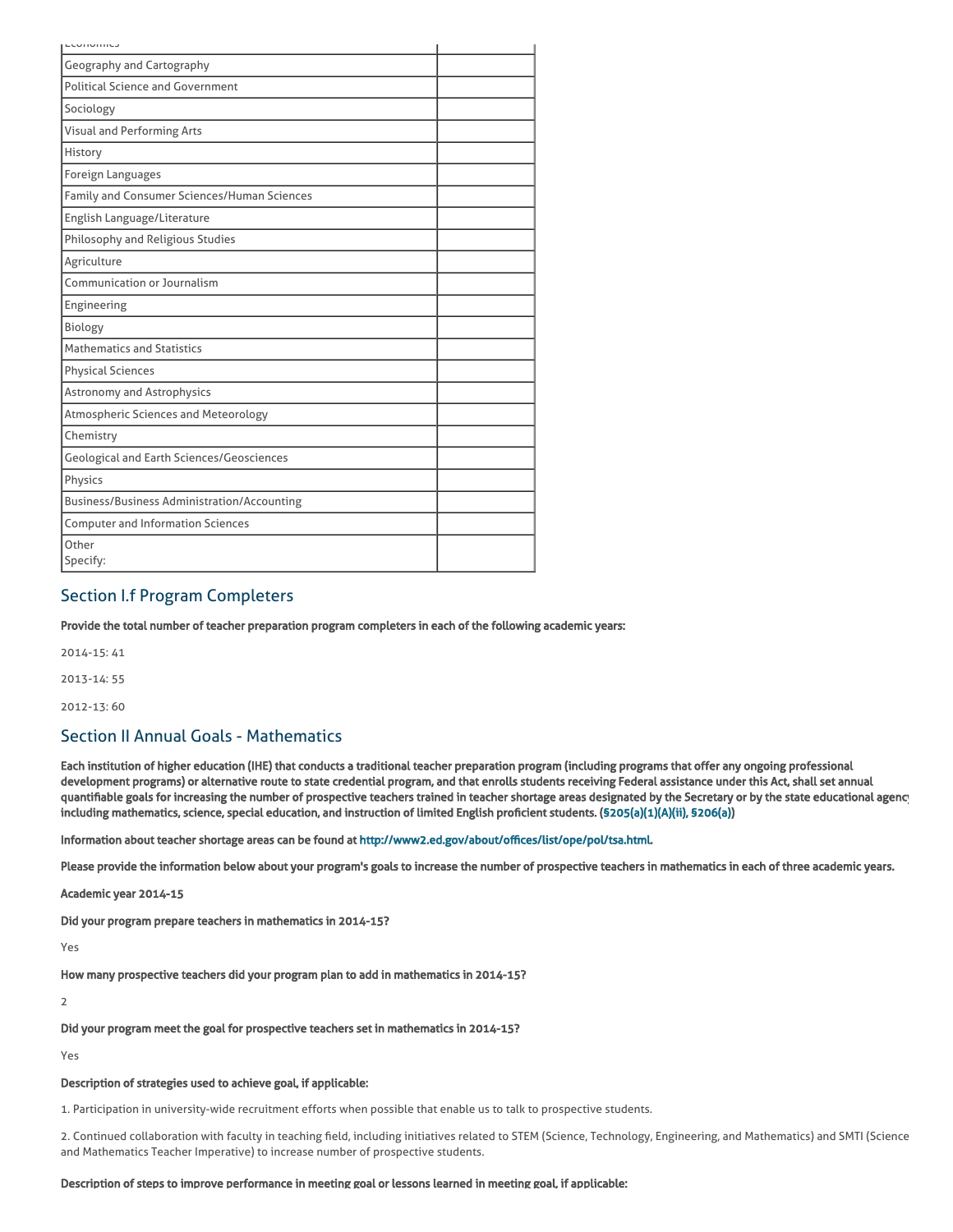| | |
|---|---|
| Economics | |
| Geography and Cartography | |
| Political Science and Government | |
| Sociology | |
| Visual and Performing Arts | |
| History | |
| Foreign Languages | |
| Family and Consumer Sciences/Human Sciences | |
| English Language/Literature | |
| Philosophy and Religious Studies | |
| Agriculture | |
| Communication or Journalism | |
| Engineering | |
| Biology | |
| Mathematics and Statistics | |
| Physical Sciences | |
| Astronomy and Astrophysics | |
| Atmospheric Sciences and Meteorology | |
| Chemistry | |
| Geological and Earth Sciences/Geosciences | |
| Physics | |
| Business/Business Administration/Accounting | |
| Computer and Information Sciences | |
| Other Specify: | |

## Section I.f Program Completers

**Provide the total number of teacher preparation program completers in each of the following academic years:**

2014-15: 41

2013-14: 55

2012-13: 60

## Section II Annual Goals - Mathematics

**Each institution of higher education (IHE) that conducts a traditional teacher preparation program (including programs that offer any ongoing professional development programs) or alternative route to state credential program, and that enrolls students receiving Federal assistance under this Act, shall set annual quantifiable goals for increasing the number of prospective teachers trained in teacher shortage areas designated by the Secretary or by the state educational agency including mathematics, science, special education, and instruction of limited English proficient students. (§205(a)(1)(A)(ii), §206(a))**

**Information about teacher shortage areas can be found at http://www2.ed.gov/about/offices/list/ope/pol/tsa.html.**

**Please provide the information below about your program's goals to increase the number of prospective teachers in mathematics in each of three academic years.**

**Academic year 2014-15**

**Did your program prepare teachers in mathematics in 2014-15?**

Yes

**How many prospective teachers did your program plan to add in mathematics in 2014-15?**

2

**Did your program meet the goal for prospective teachers set in mathematics in 2014-15?**

Yes

**Description of strategies used to achieve goal, if applicable:**

1. Participation in university-wide recruitment efforts when possible that enable us to talk to prospective students.

2. Continued collaboration with faculty in teaching field, including initiatives related to STEM (Science, Technology, Engineering, and Mathematics) and SMTI (Science and Mathematics Teacher Imperative) to increase number of prospective students.

**Description of steps to improve performance in meeting goal or lessons learned in meeting goal, if applicable:**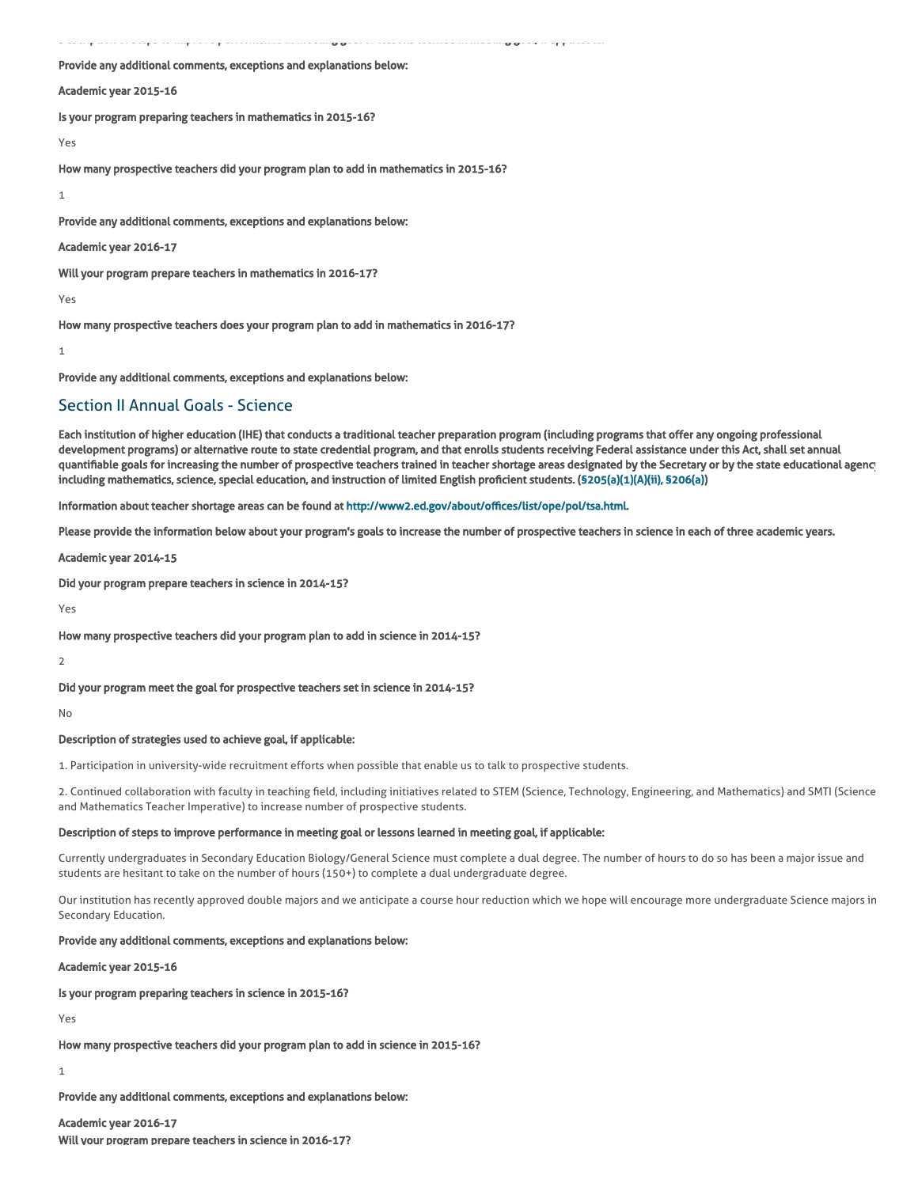Description of steps to improve performance in meeting goal or lessons learned in meeting goal, if applicable:

**Provide any additional comments, exceptions and explanations below:**

**Academic year 2015-16**

**Is your program preparing teachers in mathematics in 2015-16?**

Yes

**How many prospective teachers did your program plan to add in mathematics in 2015-16?**

1

**Provide any additional comments, exceptions and explanations below:**

**Academic year 2016-17**

**Will your program prepare teachers in mathematics in 2016-17?**

Yes

**How many prospective teachers does your program plan to add in mathematics in 2016-17?**

1

**Provide any additional comments, exceptions and explanations below:**

## Section II Annual Goals - Science

**Each institution of higher education (IHE) that conducts a traditional teacher preparation program (including programs that offer any ongoing professional development programs) or alternative route to state credential program, and that enrolls students receiving Federal assistance under this Act, shall set annual quantifiable goals for increasing the number of prospective teachers trained in teacher shortage areas designated by the Secretary or by the state educational agency including mathematics, science, special education, and instruction of limited English proficient students. (§205(a)(1)(A)(ii), §206(a))**

**Information about teacher shortage areas can be found at http://www2.ed.gov/about/offices/list/ope/pol/tsa.html.**

**Please provide the information below about your program's goals to increase the number of prospective teachers in science in each of three academic years.**

**Academic year 2014-15**

**Did your program prepare teachers in science in 2014-15?**

Yes

**How many prospective teachers did your program plan to add in science in 2014-15?**

2

**Did your program meet the goal for prospective teachers set in science in 2014-15?**

No

**Description of strategies used to achieve goal, if applicable:**

1. Participation in university-wide recruitment efforts when possible that enable us to talk to prospective students.

2. Continued collaboration with faculty in teaching field, including initiatives related to STEM (Science, Technology, Engineering, and Mathematics) and SMTI (Science and Mathematics Teacher Imperative) to increase number of prospective students.

**Description of steps to improve performance in meeting goal or lessons learned in meeting goal, if applicable:**

Currently undergraduates in Secondary Education Biology/General Science must complete a dual degree. The number of hours to do so has been a major issue and students are hesitant to take on the number of hours (150+) to complete a dual undergraduate degree.

Our institution has recently approved double majors and we anticipate a course hour reduction which we hope will encourage more undergraduate Science majors in Secondary Education.

**Provide any additional comments, exceptions and explanations below:**

**Academic year 2015-16**

**Is your program preparing teachers in science in 2015-16?**

Yes

**How many prospective teachers did your program plan to add in science in 2015-16?**

1

**Provide any additional comments, exceptions and explanations below:**

**Academic year 2016-17**

**Will your program prepare teachers in science in 2016-17?**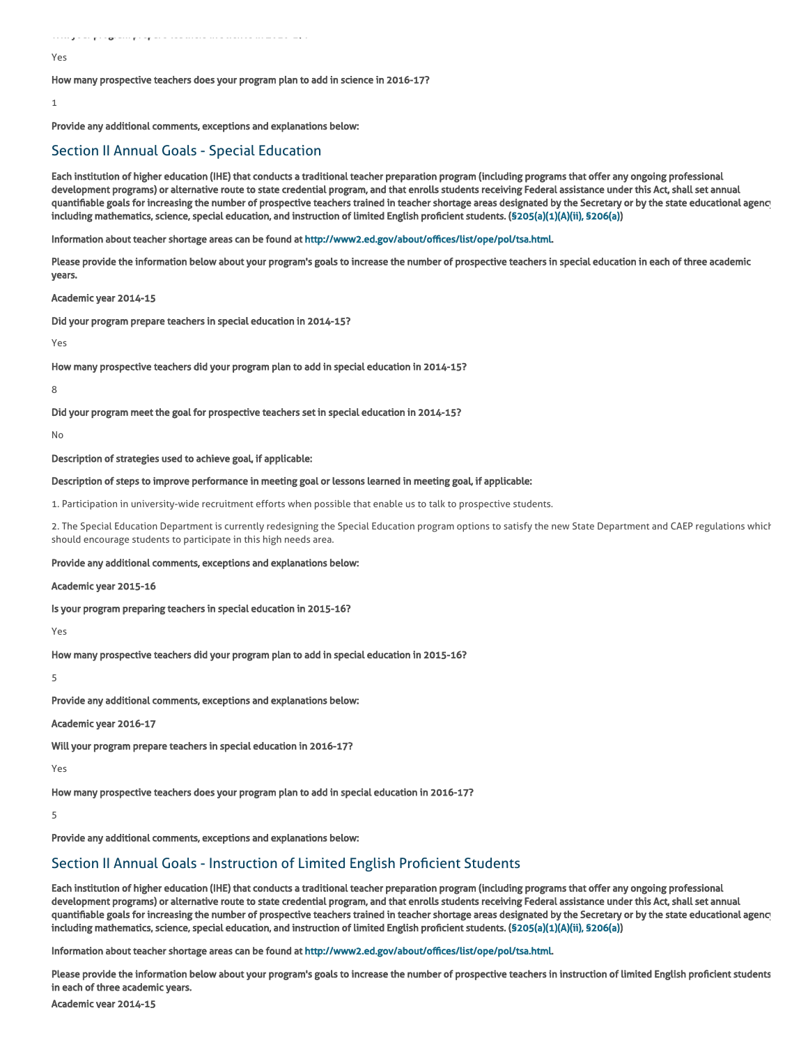Yes

**How many prospective teachers does your program plan to add in science in 2016-17?**

1

**Provide any additional comments, exceptions and explanations below:**

## Section II Annual Goals - Special Education

**Each institution of higher education (IHE) that conducts a traditional teacher preparation program (including programs that offer any ongoing professional development programs) or alternative route to state credential program, and that enrolls students receiving Federal assistance under this Act, shall set annual quantifiable goals for increasing the number of prospective teachers trained in teacher shortage areas designated by the Secretary or by the state educational agency including mathematics, science, special education, and instruction of limited English proficient students. (§205(a)(1)(A)(ii), §206(a))**

**Information about teacher shortage areas can be found at http://www2.ed.gov/about/offices/list/ope/pol/tsa.html.**

**Please provide the information below about your program's goals to increase the number of prospective teachers in special education in each of three academic years.**

**Academic year 2014-15**

**Did your program prepare teachers in special education in 2014-15?**

Yes

**How many prospective teachers did your program plan to add in special education in 2014-15?**

8

**Did your program meet the goal for prospective teachers set in special education in 2014-15?**

No

**Description of strategies used to achieve goal, if applicable:**

**Description of steps to improve performance in meeting goal or lessons learned in meeting goal, if applicable:**

1. Participation in university-wide recruitment efforts when possible that enable us to talk to prospective students.

2. The Special Education Department is currently redesigning the Special Education program options to satisfy the new State Department and CAEP regulations which should encourage students to participate in this high needs area.

**Provide any additional comments, exceptions and explanations below:**

**Academic year 2015-16**

**Is your program preparing teachers in special education in 2015-16?**

Yes

**How many prospective teachers did your program plan to add in special education in 2015-16?**

5

**Provide any additional comments, exceptions and explanations below:**

**Academic year 2016-17**

**Will your program prepare teachers in special education in 2016-17?**

Yes

**How many prospective teachers does your program plan to add in special education in 2016-17?**

5

**Provide any additional comments, exceptions and explanations below:**

## Section II Annual Goals - Instruction of Limited English Proficient Students

**Each institution of higher education (IHE) that conducts a traditional teacher preparation program (including programs that offer any ongoing professional development programs) or alternative route to state credential program, and that enrolls students receiving Federal assistance under this Act, shall set annual quantifiable goals for increasing the number of prospective teachers trained in teacher shortage areas designated by the Secretary or by the state educational agency including mathematics, science, special education, and instruction of limited English proficient students. (§205(a)(1)(A)(ii), §206(a))**

**Information about teacher shortage areas can be found at http://www2.ed.gov/about/offices/list/ope/pol/tsa.html.**

**Please provide the information below about your program's goals to increase the number of prospective teachers in instruction of limited English proficient students in each of three academic years.**

**Academic year 2014-15**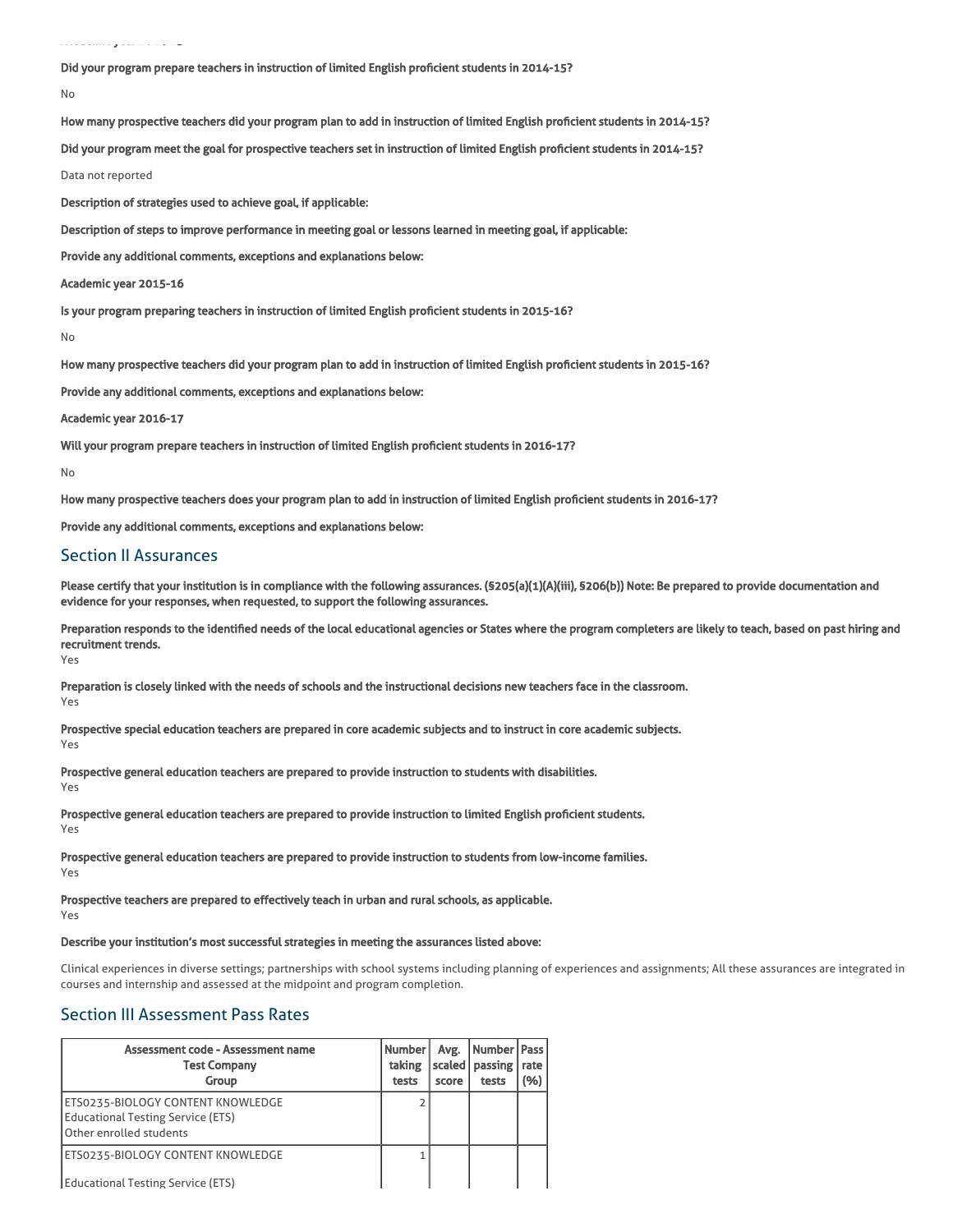**Did your program prepare teachers in instruction of limited English proficient students in 2014-15?**

No

**How many prospective teachers did your program plan to add in instruction of limited English proficient students in 2014-15?**

**Did your program meet the goal for prospective teachers set in instruction of limited English proficient students in 2014-15?**

Data not reported

**Description of strategies used to achieve goal, if applicable:**

**Description of steps to improve performance in meeting goal or lessons learned in meeting goal, if applicable:**

**Provide any additional comments, exceptions and explanations below:**

**Academic year 2015-16**

**Is your program preparing teachers in instruction of limited English proficient students in 2015-16?**

No

**How many prospective teachers did your program plan to add in instruction of limited English proficient students in 2015-16?**

**Provide any additional comments, exceptions and explanations below:**

**Academic year 2016-17**

**Will your program prepare teachers in instruction of limited English proficient students in 2016-17?**

No

**How many prospective teachers does your program plan to add in instruction of limited English proficient students in 2016-17?**

**Provide any additional comments, exceptions and explanations below:**

## Section II Assurances

**Please certify that your institution is in compliance with the following assurances. (§205(a)(1)(A)(iii), §206(b)) Note: Be prepared to provide documentation and evidence for your responses, when requested, to support the following assurances.**

**Preparation responds to the identified needs of the local educational agencies or States where the program completers are likely to teach, based on past hiring and recruitment trends.**
Yes

**Preparation is closely linked with the needs of schools and the instructional decisions new teachers face in the classroom.**
Yes

**Prospective special education teachers are prepared in core academic subjects and to instruct in core academic subjects.**
Yes

**Prospective general education teachers are prepared to provide instruction to students with disabilities.**
Yes

**Prospective general education teachers are prepared to provide instruction to limited English proficient students.**
Yes

**Prospective general education teachers are prepared to provide instruction to students from low-income families.**
Yes

**Prospective teachers are prepared to effectively teach in urban and rural schools, as applicable.**
Yes

**Describe your institution's most successful strategies in meeting the assurances listed above:**

Clinical experiences in diverse settings; partnerships with school systems including planning of experiences and assignments; All these assurances are integrated in courses and internship and assessed at the midpoint and program completion.

## Section III Assessment Pass Rates

| Assessment code - Assessment name<br>Test Company<br>Group | Number taking tests | Avg. scaled score | Number passing tests | Pass rate (%) |
|---|---|---|---|---|
| ETS0235-BIOLOGY CONTENT KNOWLEDGE<br>Educational Testing Service (ETS)<br>Other enrolled students | 2 | | | |
| ETS0235-BIOLOGY CONTENT KNOWLEDGE<br>Educational Testing Service (ETS) | 1 | | | |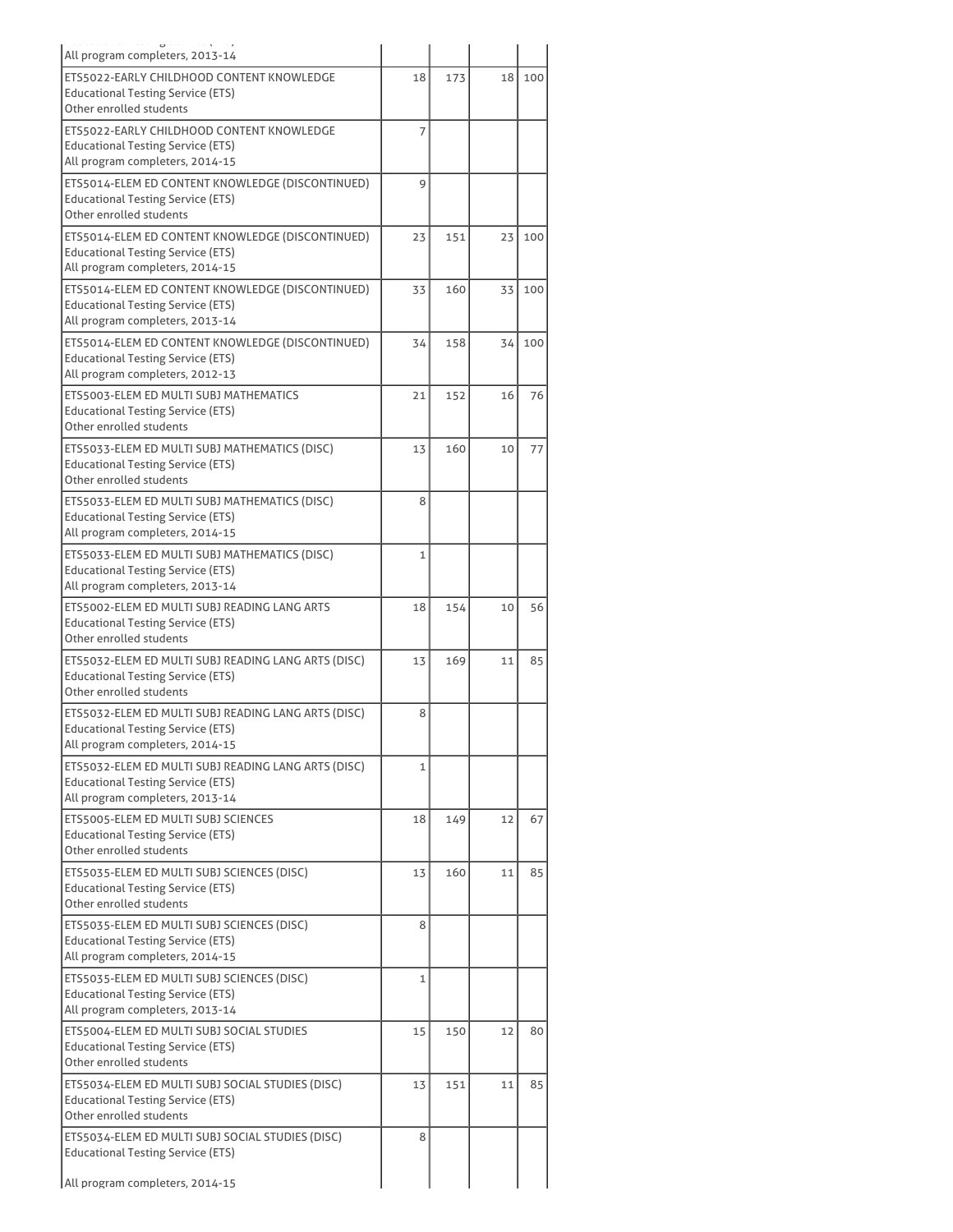| | | | | |
|---|---|---|---|---|
| All program completers, 2013-14 | | | | |
| ETS5022-EARLY CHILDHOOD CONTENT KNOWLEDGE<br>Educational Testing Service (ETS)<br>Other enrolled students | 18 | 173 | 18 | 100 |
| ETS5022-EARLY CHILDHOOD CONTENT KNOWLEDGE<br>Educational Testing Service (ETS)<br>All program completers, 2014-15 | 7 | | | |
| ETS5014-ELEM ED CONTENT KNOWLEDGE (DISCONTINUED)<br>Educational Testing Service (ETS)<br>Other enrolled students | 9 | | | |
| ETS5014-ELEM ED CONTENT KNOWLEDGE (DISCONTINUED)<br>Educational Testing Service (ETS)<br>All program completers, 2014-15 | 23 | 151 | 23 | 100 |
| ETS5014-ELEM ED CONTENT KNOWLEDGE (DISCONTINUED)<br>Educational Testing Service (ETS)<br>All program completers, 2013-14 | 33 | 160 | 33 | 100 |
| ETS5014-ELEM ED CONTENT KNOWLEDGE (DISCONTINUED)<br>Educational Testing Service (ETS)<br>All program completers, 2012-13 | 34 | 158 | 34 | 100 |
| ETS5003-ELEM ED MULTI SUBJ MATHEMATICS<br>Educational Testing Service (ETS)<br>Other enrolled students | 21 | 152 | 16 | 76 |
| ETS5033-ELEM ED MULTI SUBJ MATHEMATICS (DISC)<br>Educational Testing Service (ETS)<br>Other enrolled students | 13 | 160 | 10 | 77 |
| ETS5033-ELEM ED MULTI SUBJ MATHEMATICS (DISC)<br>Educational Testing Service (ETS)<br>All program completers, 2014-15 | 8 | | | |
| ETS5033-ELEM ED MULTI SUBJ MATHEMATICS (DISC)<br>Educational Testing Service (ETS)<br>All program completers, 2013-14 | 1 | | | |
| ETS5002-ELEM ED MULTI SUBJ READING LANG ARTS<br>Educational Testing Service (ETS)<br>Other enrolled students | 18 | 154 | 10 | 56 |
| ETS5032-ELEM ED MULTI SUBJ READING LANG ARTS (DISC)<br>Educational Testing Service (ETS)<br>Other enrolled students | 13 | 169 | 11 | 85 |
| ETS5032-ELEM ED MULTI SUBJ READING LANG ARTS (DISC)<br>Educational Testing Service (ETS)<br>All program completers, 2014-15 | 8 | | | |
| ETS5032-ELEM ED MULTI SUBJ READING LANG ARTS (DISC)<br>Educational Testing Service (ETS)<br>All program completers, 2013-14 | 1 | | | |
| ETS5005-ELEM ED MULTI SUBJ SCIENCES<br>Educational Testing Service (ETS)<br>Other enrolled students | 18 | 149 | 12 | 67 |
| ETS5035-ELEM ED MULTI SUBJ SCIENCES (DISC)<br>Educational Testing Service (ETS)<br>Other enrolled students | 13 | 160 | 11 | 85 |
| ETS5035-ELEM ED MULTI SUBJ SCIENCES (DISC)<br>Educational Testing Service (ETS)<br>All program completers, 2014-15 | 8 | | | |
| ETS5035-ELEM ED MULTI SUBJ SCIENCES (DISC)<br>Educational Testing Service (ETS)<br>All program completers, 2013-14 | 1 | | | |
| ETS5004-ELEM ED MULTI SUBJ SOCIAL STUDIES<br>Educational Testing Service (ETS)<br>Other enrolled students | 15 | 150 | 12 | 80 |
| ETS5034-ELEM ED MULTI SUBJ SOCIAL STUDIES (DISC)<br>Educational Testing Service (ETS)<br>Other enrolled students | 13 | 151 | 11 | 85 |
| ETS5034-ELEM ED MULTI SUBJ SOCIAL STUDIES (DISC)<br>Educational Testing Service (ETS)<br>All program completers, 2014-15 | 8 | | | |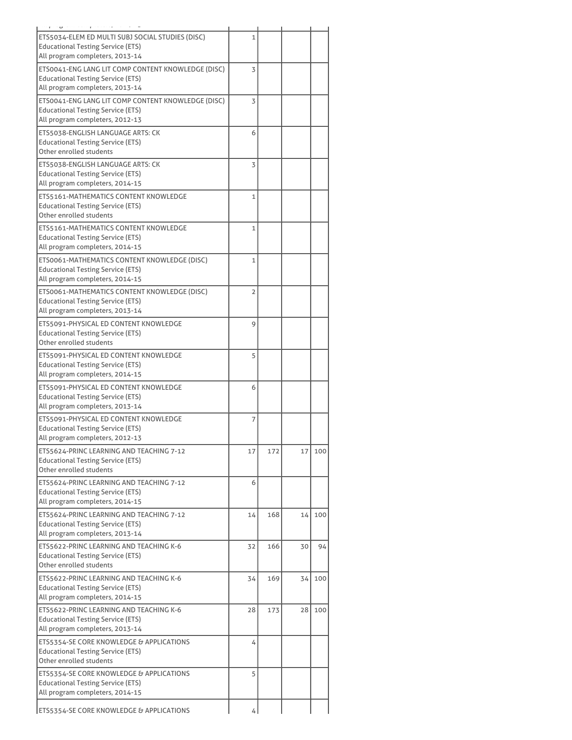| | | | | |
|---|---|---|---|---|
| ETS5034-ELEM ED MULTI SUBJ SOCIAL STUDIES (DISC)<br>Educational Testing Service (ETS)<br>All program completers, 2013-14 | 1 | | | |
| ETS0041-ENG LANG LIT COMP CONTENT KNOWLEDGE (DISC)<br>Educational Testing Service (ETS)<br>All program completers, 2013-14 | 3 | | | |
| ETS0041-ENG LANG LIT COMP CONTENT KNOWLEDGE (DISC)<br>Educational Testing Service (ETS)<br>All program completers, 2012-13 | 3 | | | |
| ETS5038-ENGLISH LANGUAGE ARTS: CK<br>Educational Testing Service (ETS)<br>Other enrolled students | 6 | | | |
| ETS5038-ENGLISH LANGUAGE ARTS: CK<br>Educational Testing Service (ETS)<br>All program completers, 2014-15 | 3 | | | |
| ETS5161-MATHEMATICS CONTENT KNOWLEDGE<br>Educational Testing Service (ETS)<br>Other enrolled students | 1 | | | |
| ETS5161-MATHEMATICS CONTENT KNOWLEDGE<br>Educational Testing Service (ETS)<br>All program completers, 2014-15 | 1 | | | |
| ETS0061-MATHEMATICS CONTENT KNOWLEDGE (DISC)<br>Educational Testing Service (ETS)<br>All program completers, 2014-15 | 1 | | | |
| ETS0061-MATHEMATICS CONTENT KNOWLEDGE (DISC)<br>Educational Testing Service (ETS)<br>All program completers, 2013-14 | 2 | | | |
| ETS5091-PHYSICAL ED CONTENT KNOWLEDGE<br>Educational Testing Service (ETS)<br>Other enrolled students | 9 | | | |
| ETS5091-PHYSICAL ED CONTENT KNOWLEDGE<br>Educational Testing Service (ETS)<br>All program completers, 2014-15 | 5 | | | |
| ETS5091-PHYSICAL ED CONTENT KNOWLEDGE<br>Educational Testing Service (ETS)<br>All program completers, 2013-14 | 6 | | | |
| ETS5091-PHYSICAL ED CONTENT KNOWLEDGE<br>Educational Testing Service (ETS)<br>All program completers, 2012-13 | 7 | | | |
| ETS5624-PRINC LEARNING AND TEACHING 7-12<br>Educational Testing Service (ETS)<br>Other enrolled students | 17 | 172 | 17 | 100 |
| ETS5624-PRINC LEARNING AND TEACHING 7-12<br>Educational Testing Service (ETS)<br>All program completers, 2014-15 | 6 | | | |
| ETS5624-PRINC LEARNING AND TEACHING 7-12<br>Educational Testing Service (ETS)<br>All program completers, 2013-14 | 14 | 168 | 14 | 100 |
| ETS5622-PRINC LEARNING AND TEACHING K-6<br>Educational Testing Service (ETS)<br>Other enrolled students | 32 | 166 | 30 | 94 |
| ETS5622-PRINC LEARNING AND TEACHING K-6<br>Educational Testing Service (ETS)<br>All program completers, 2014-15 | 34 | 169 | 34 | 100 |
| ETS5622-PRINC LEARNING AND TEACHING K-6<br>Educational Testing Service (ETS)<br>All program completers, 2013-14 | 28 | 173 | 28 | 100 |
| ETS5354-SE CORE KNOWLEDGE & APPLICATIONS<br>Educational Testing Service (ETS)<br>Other enrolled students | 4 | | | |
| ETS5354-SE CORE KNOWLEDGE & APPLICATIONS<br>Educational Testing Service (ETS)<br>All program completers, 2014-15 | 5 | | | |
| ETS5354-SE CORE KNOWLEDGE & APPLICATIONS | 4 | | | |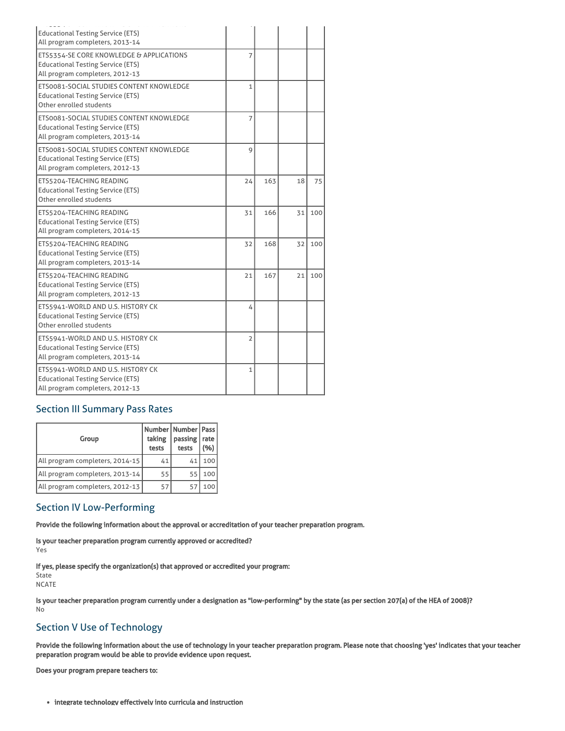| | | | | |
|---|---|---|---|---|
| Educational Testing Service (ETS)<br>All program completers, 2013-14 | | | | |
| ETS5354-SE CORE KNOWLEDGE & APPLICATIONS<br>Educational Testing Service (ETS)<br>All program completers, 2012-13 | 7 | | | |
| ETS0081-SOCIAL STUDIES CONTENT KNOWLEDGE<br>Educational Testing Service (ETS)<br>Other enrolled students | 1 | | | |
| ETS0081-SOCIAL STUDIES CONTENT KNOWLEDGE<br>Educational Testing Service (ETS)<br>All program completers, 2013-14 | 7 | | | |
| ETS0081-SOCIAL STUDIES CONTENT KNOWLEDGE<br>Educational Testing Service (ETS)<br>All program completers, 2012-13 | 9 | | | |
| ETS5204-TEACHING READING<br>Educational Testing Service (ETS)<br>Other enrolled students | 24 | 163 | 18 | 75 |
| ETS5204-TEACHING READING<br>Educational Testing Service (ETS)<br>All program completers, 2014-15 | 31 | 166 | 31 | 100 |
| ETS5204-TEACHING READING<br>Educational Testing Service (ETS)<br>All program completers, 2013-14 | 32 | 168 | 32 | 100 |
| ETS5204-TEACHING READING<br>Educational Testing Service (ETS)<br>All program completers, 2012-13 | 21 | 167 | 21 | 100 |
| ETS5941-WORLD AND U.S. HISTORY CK<br>Educational Testing Service (ETS)<br>Other enrolled students | 4 | | | |
| ETS5941-WORLD AND U.S. HISTORY CK<br>Educational Testing Service (ETS)<br>All program completers, 2013-14 | 2 | | | |
| ETS5941-WORLD AND U.S. HISTORY CK<br>Educational Testing Service (ETS)<br>All program completers, 2012-13 | 1 | | | |

## Section III Summary Pass Rates

| Group | Number taking tests | Number passing tests | Pass rate (%) |
|---|---|---|---|
| All program completers, 2014-15 | 41 | 41 | 100 |
| All program completers, 2013-14 | 55 | 55 | 100 |
| All program completers, 2012-13 | 57 | 57 | 100 |

## Section IV Low-Performing

**Provide the following information about the approval or accreditation of your teacher preparation program.**

**Is your teacher preparation program currently approved or accredited?**
Yes

**If yes, please specify the organization(s) that approved or accredited your program:**
State
NCATE

**Is your teacher preparation program currently under a designation as "low-performing" by the state (as per section 207(a) of the HEA of 2008)?**
No

## Section V Use of Technology

**Provide the following information about the use of technology in your teacher preparation program. Please note that choosing 'yes' indicates that your teacher preparation program would be able to provide evidence upon request.**

**Does your program prepare teachers to:**

- **integrate technology effectively into curricula and instruction**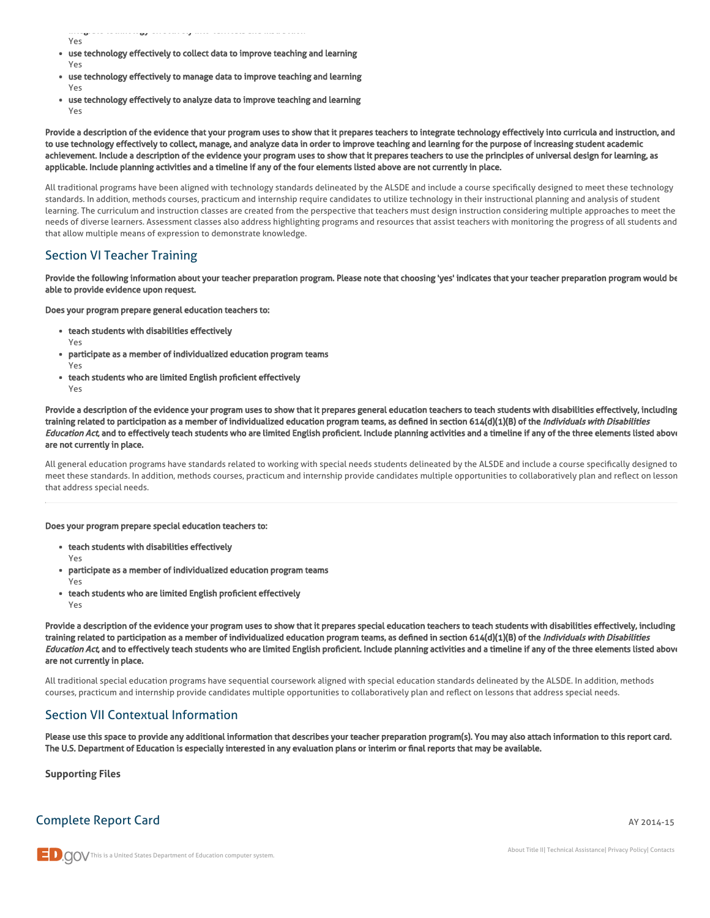- integrate technology effectively into curricula and instruction
  Yes
- use technology effectively to collect data to improve teaching and learning
  Yes
- use technology effectively to manage data to improve teaching and learning
  Yes
- use technology effectively to analyze data to improve teaching and learning
  Yes

**Provide a description of the evidence that your program uses to show that it prepares teachers to integrate technology effectively into curricula and instruction, and to use technology effectively to collect, manage, and analyze data in order to improve teaching and learning for the purpose of increasing student academic achievement. Include a description of the evidence your program uses to show that it prepares teachers to use the principles of universal design for learning, as applicable. Include planning activities and a timeline if any of the four elements listed above are not currently in place.**

All traditional programs have been aligned with technology standards delineated by the ALSDE and include a course specifically designed to meet these technology standards. In addition, methods courses, practicum and internship require candidates to utilize technology in their instructional planning and analysis of student learning. The curriculum and instruction classes are created from the perspective that teachers must design instruction considering multiple approaches to meet the needs of diverse learners. Assessment classes also address highlighting programs and resources that assist teachers with monitoring the progress of all students and that allow multiple means of expression to demonstrate knowledge.

## Section VI Teacher Training

**Provide the following information about your teacher preparation program. Please note that choosing 'yes' indicates that your teacher preparation program would be able to provide evidence upon request.**

**Does your program prepare general education teachers to:**

- **teach students with disabilities effectively**
  Yes
- **participate as a member of individualized education program teams**
  Yes
- **teach students who are limited English proficient effectively**
  Yes

**Provide a description of the evidence your program uses to show that it prepares general education teachers to teach students with disabilities effectively, including training related to participation as a member of individualized education program teams, as defined in section 614(d)(1)(B) of the *Individuals with Disabilities Education Act*, and to effectively teach students who are limited English proficient. Include planning activities and a timeline if any of the three elements listed above are not currently in place.**

All general education programs have standards related to working with special needs students delineated by the ALSDE and include a course specifically designed to meet these standards. In addition, methods courses, practicum and internship provide candidates multiple opportunities to collaboratively plan and reflect on lesson that address special needs.

**Does your program prepare special education teachers to:**

- **teach students with disabilities effectively**
  Yes
- **participate as a member of individualized education program teams**
  Yes
- **teach students who are limited English proficient effectively**
  Yes

**Provide a description of the evidence your program uses to show that it prepares special education teachers to teach students with disabilities effectively, including training related to participation as a member of individualized education program teams, as defined in section 614(d)(1)(B) of the *Individuals with Disabilities Education Act*, and to effectively teach students who are limited English proficient. Include planning activities and a timeline if any of the three elements listed above are not currently in place.**

All traditional special education programs have sequential coursework aligned with special education standards delineated by the ALSDE. In addition, methods courses, practicum and internship provide candidates multiple opportunities to collaboratively plan and reflect on lessons that address special needs.

## Section VII Contextual Information

**Please use this space to provide any additional information that describes your teacher preparation program(s). You may also attach information to this report card. The U.S. Department of Education is especially interested in any evaluation plans or interim or final reports that may be available.**

**Supporting Files**

## Complete Report Card

AY 2014-15